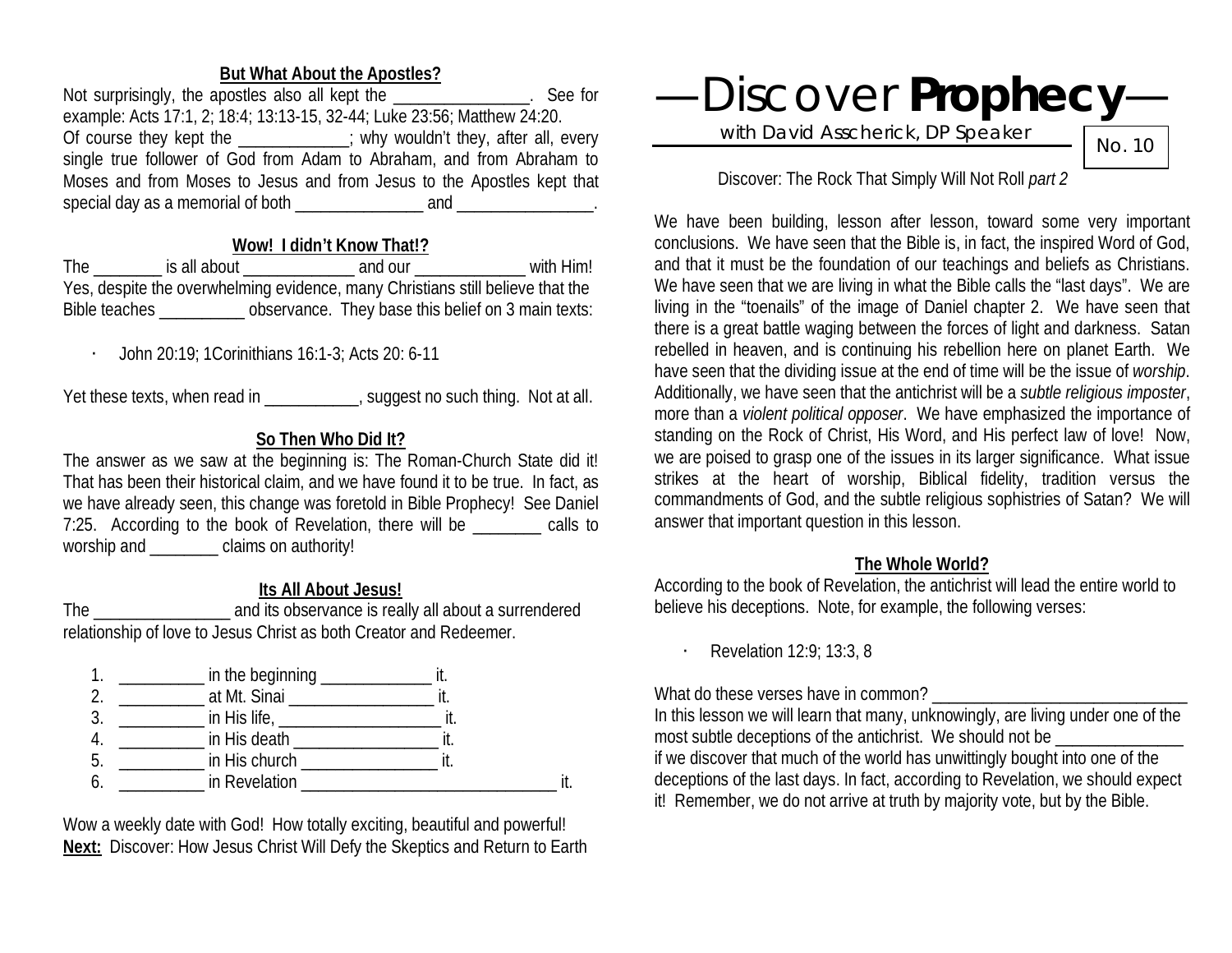# —Discover **Prophecy**—

with David Asscherick, DP Speaker

No. 10

Discover: The Rock That Simply Will Not Roll *part 2*

We have been building, lesson after lesson, toward some very important conclusions. We have seen that the Bible is, in fact, the inspired Word of God, and that it must be the foundation of our teachings and beliefs as Christians. We have seen that we are living in what the Bible calls the "last days". We are living in the "toenails" of the image of Daniel chapter 2. We have seen that there is a great battle waging between the forces of light and darkness. Satan rebelled in heaven, and is continuing his rebellion here on planet Earth. We have seen that the dividing issue at the end of time will be the issue of *worship*. Additionally, we have seen that the antichrist will be a *subtle religious imposter*, more than a *violent political opposer*. We have emphasized the importance of standing on the Rock of Christ, His Word, and His perfect law of love! Now, we are poised to grasp one of the issues in its larger significance. What issue strikes at the heart of worship, Biblical fidelity, tradition versus the commandments of God, and the subtle religious sophistries of Satan? We will answer that important question in this lesson.

## The Whole World?

According to the book of Revelation, the antichrist will lead the entire world to believe his deceptions. Note, for example, the following verses:

- Revelation 12:9; 13:3, 8

What do these verses have in common? ______________________________
In this lesson we will learn that many, unknowingly, are living under one of the most subtle deceptions of the antichrist. We should not be _______________ if we discover that much of the world has unwittingly bought into one of the deceptions of the last days. In fact, according to Revelation, we should expect it! Remember, we do not arrive at truth by majority vote, but by the Bible.

## But What About the Apostles?

Not surprisingly, the apostles also all kept the _______________. See for example: Acts 17:1, 2; 18:4; 13:13-15, 32-44; Luke 23:56; Matthew 24:20.
Of course they kept the ____________; why wouldn't they, after all, every single true follower of God from Adam to Abraham, and from Abraham to Moses and from Moses to Jesus and from Jesus to the Apostles kept that special day as a memorial of both _______________ and ________________.

## Wow! I didn't Know That!?

The ________ is all about _____________ and our _____________ with Him!
Yes, despite the overwhelming evidence, many Christians still believe that the Bible teaches __________ observance. They base this belief on 3 main texts:

- John 20:19; 1Corinithians 16:1-3; Acts 20: 6-11

Yet these texts, when read in ___________, suggest no such thing. Not at all.

## So Then Who Did It?

The answer as we saw at the beginning is: The Roman-Church State did it! That has been their historical claim, and we have found it to be true. In fact, as we have already seen, this change was foretold in Bible Prophecy! See Daniel 7:25. According to the book of Revelation, there will be ________ calls to worship and ________ claims on authority!

## Its All About Jesus!

The ________________ and its observance is really all about a surrendered relationship of love to Jesus Christ as both Creator and Redeemer.

1. __________ in the beginning _____________ it.
2. __________ at Mt. Sinai _________________ it.
3. __________ in His life, ___________________ it.
4. __________ in His death _________________ it.
5. __________ in His church ________________ it.
6. __________ in Revelation ______________________________ it.

Wow a weekly date with God! How totally exciting, beautiful and powerful!
**Next:** Discover: How Jesus Christ Will Defy the Skeptics and Return to Earth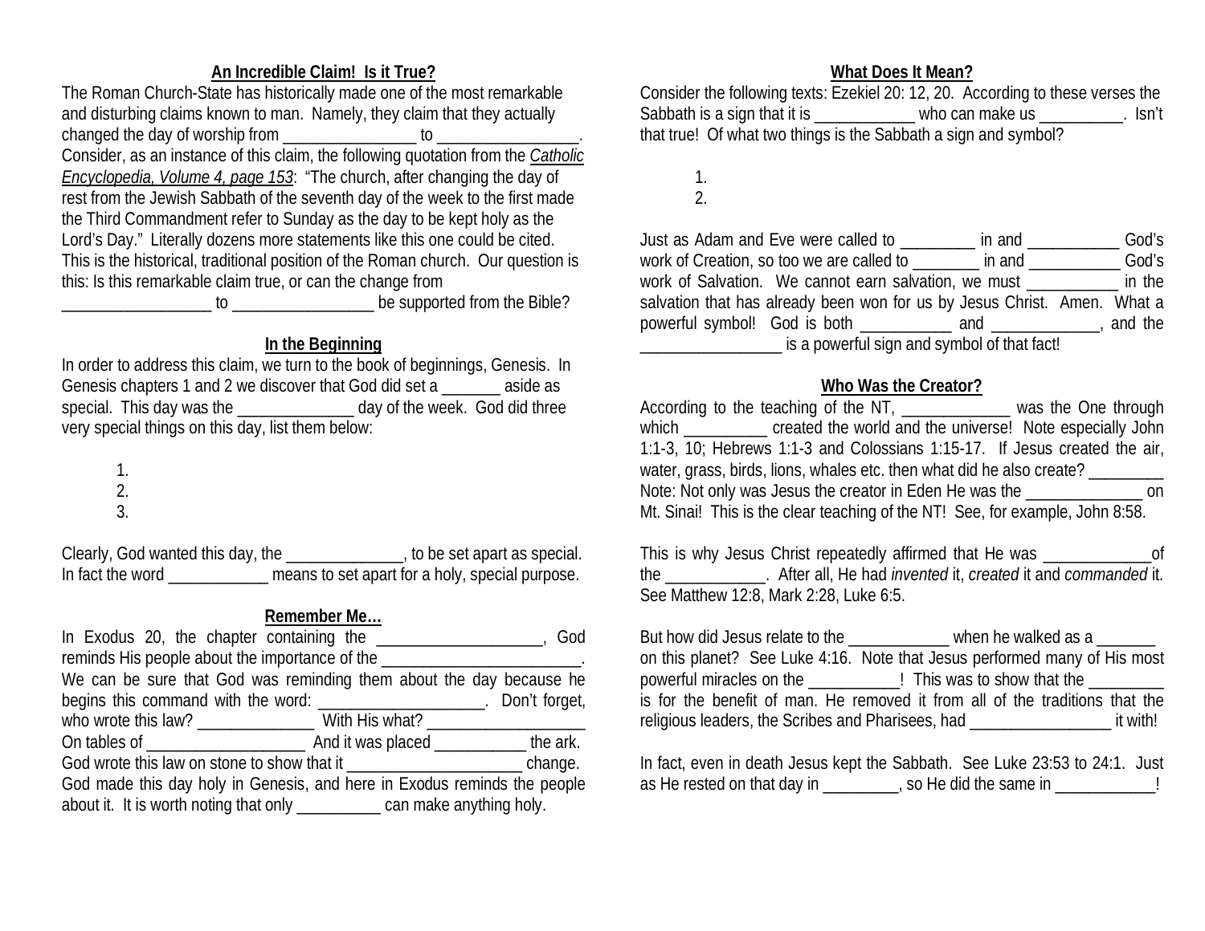## An Incredible Claim! Is it True?

The Roman Church-State has historically made one of the most remarkable and disturbing claims known to man. Namely, they claim that they actually changed the day of worship from ________________ to _________________. Consider, as an instance of this claim, the following quotation from the *Catholic Encyclopedia, Volume 4, page 153*: "The church, after changing the day of rest from the Jewish Sabbath of the seventh day of the week to the first made the Third Commandment refer to Sunday as the day to be kept holy as the Lord's Day." Literally dozens more statements like this one could be cited. This is the historical, traditional position of the Roman church. Our question is this: Is this remarkable claim true, or can the change from __________________ to _________________ be supported from the Bible?

## In the Beginning

In order to address this claim, we turn to the book of beginnings, Genesis. In Genesis chapters 1 and 2 we discover that God did set a _______ aside as special. This day was the ______________ day of the week. God did three very special things on this day, list them below:

1.
2.
3.

Clearly, God wanted this day, the ______________, to be set apart as special. In fact the word ____________ means to set apart for a holy, special purpose.

## Remember Me…

In Exodus 20, the chapter containing the ____________________, God reminds His people about the importance of the ________________________. We can be sure that God was reminding them about the day because he begins this command with the word: ____________________. Don't forget, who wrote this law? ______________ With His what? ___________________ On tables of ___________________ And it was placed ___________ the ark. God wrote this law on stone to show that it _____________________ change. God made this day holy in Genesis, and here in Exodus reminds the people about it. It is worth noting that only __________ can make anything holy.

## What Does It Mean?

Consider the following texts: Ezekiel 20: 12, 20. According to these verses the Sabbath is a sign that it is ____________ who can make us __________. Isn't that true! Of what two things is the Sabbath a sign and symbol?

1.
2.

Just as Adam and Eve were called to _________ in and ___________ God's work of Creation, so too we are called to ________ in and ___________ God's work of Salvation. We cannot earn salvation, we must ___________ in the salvation that has already been won for us by Jesus Christ. Amen. What a powerful symbol! God is both ___________ and _____________, and the _________________ is a powerful sign and symbol of that fact!

## Who Was the Creator?

According to the teaching of the NT, _____________ was the One through which __________ created the world and the universe! Note especially John 1:1-3, 10; Hebrews 1:1-3 and Colossians 1:15-17. If Jesus created the air, water, grass, birds, lions, whales etc. then what did he also create? _________ Note: Not only was Jesus the creator in Eden He was the ______________ on Mt. Sinai! This is the clear teaching of the NT! See, for example, John 8:58.

This is why Jesus Christ repeatedly affirmed that He was _____________of the ____________. After all, He had *invented* it, *created* it and *commanded* it. See Matthew 12:8, Mark 2:28, Luke 6:5.

But how did Jesus relate to the ____________ when he walked as a _______ on this planet? See Luke 4:16. Note that Jesus performed many of His most powerful miracles on the ___________! This was to show that the _________ is for the benefit of man. He removed it from all of the traditions that the religious leaders, the Scribes and Pharisees, had _________________ it with!

In fact, even in death Jesus kept the Sabbath. See Luke 23:53 to 24:1. Just as He rested on that day in _________, so He did the same in ____________!